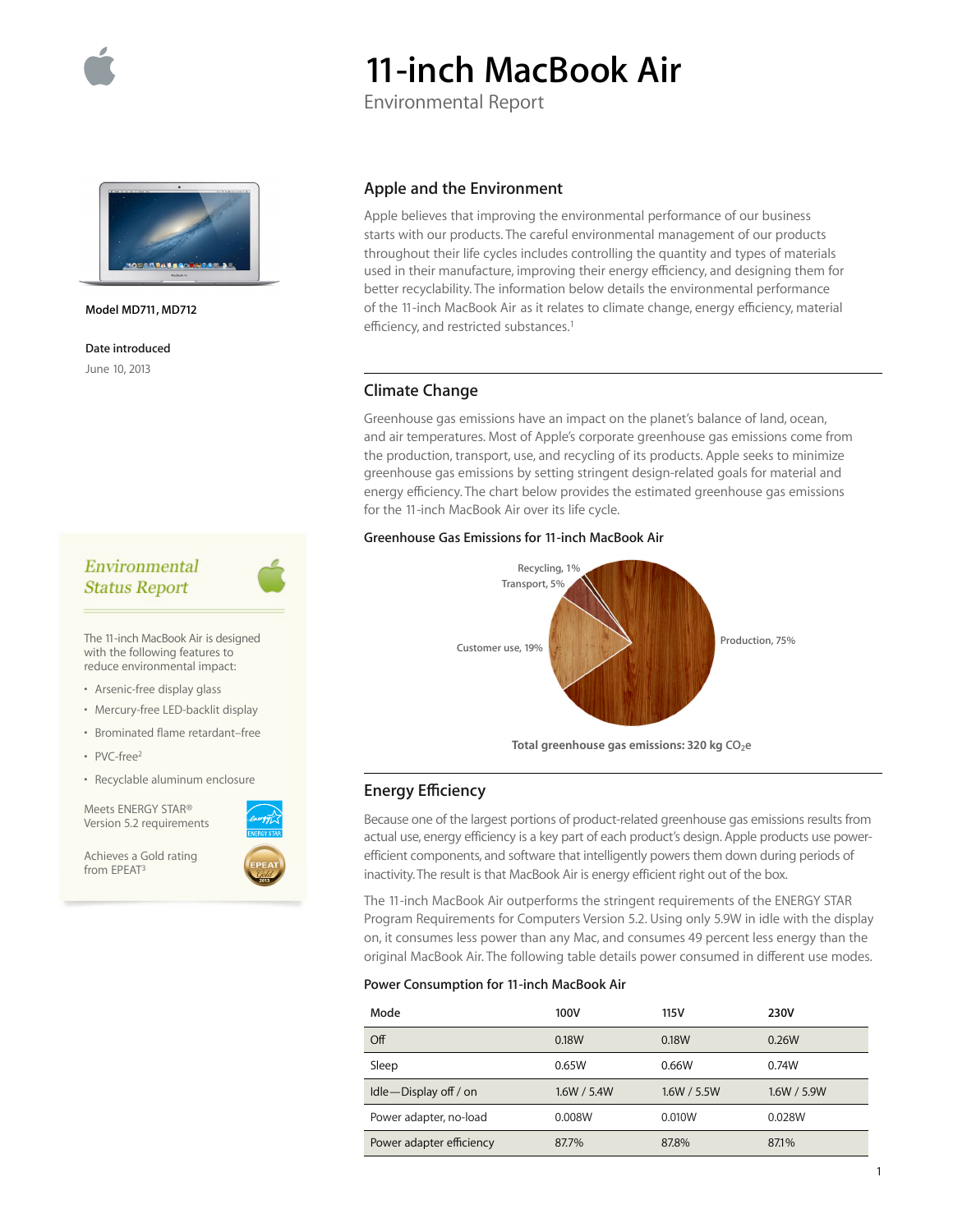# 11-inch MacBook Air

Environmental Report

**Model MD711, MD712**

**Date introduced**

June 10, 2013

## Apple and the Environment

Apple believes that improving the environmental performance of our business starts with our products. The careful environmental management of our products throughout their life cycles includes controlling the quantity and types of materials used in their manufacture, improving their energy efficiency, and designing them for better recyclability. The information below details the environmental performance of the 11-inch MacBook Air as it relates to climate change, energy efficiency, material efficiency, and restricted substances.[1]

## Climate Change

Greenhouse gas emissions have an impact on the planet's balance of land, ocean, and air temperatures. Most of Apple's corporate greenhouse gas emissions come from the production, transport, use, and recycling of its products. Apple seeks to minimize greenhouse gas emissions by setting stringent design-related goals for material and energy efficiency. The chart below provides the estimated greenhouse gas emissions for the 11-inch MacBook Air over its life cycle.

**Greenhouse Gas Emissions for 11-inch MacBook Air**

Recycling, 1%
Transport, 5%
Customer use, 19%
Production, 75%

**Total greenhouse gas emissions: 320 kg $CO_2e$**

### Environmental Status Report

The 11-inch MacBook Air is designed with the following features to reduce environmental impact:

- Arsenic-free display glass
- Mercury-free LED-backlit display
- Brominated flame retardant–free
- PVC-free[2]
- Recyclable aluminum enclosure

Meets ENERGY STAR® Version 5.2 requirements

Achieves a Gold rating from EPEAT[3]

## Energy Efficiency

Because one of the largest portions of product-related greenhouse gas emissions results from actual use, energy efficiency is a key part of each product's design. Apple products use power-efficient components, and software that intelligently powers them down during periods of inactivity. The result is that MacBook Air is energy efficient right out of the box.

The 11-inch MacBook Air outperforms the stringent requirements of the ENERGY STAR Program Requirements for Computers Version 5.2. Using only 5.9W in idle with the display on, it consumes less power than any Mac, and consumes 49 percent less energy than the original MacBook Air. The following table details power consumed in different use modes.

**Power Consumption for 11-inch MacBook Air**

| Mode | 100V | 115V | 230V |
|---|---|---|---|
| Off | 0.18W | 0.18W | 0.26W |
| Sleep | 0.65W | 0.66W | 0.74W |
| Idle—Display off / on | 1.6W / 5.4W | 1.6W / 5.5W | 1.6W / 5.9W |
| Power adapter, no-load | 0.008W | 0.010W | 0.028W |
| Power adapter efficiency | 87.7% | 87.8% | 87.1% |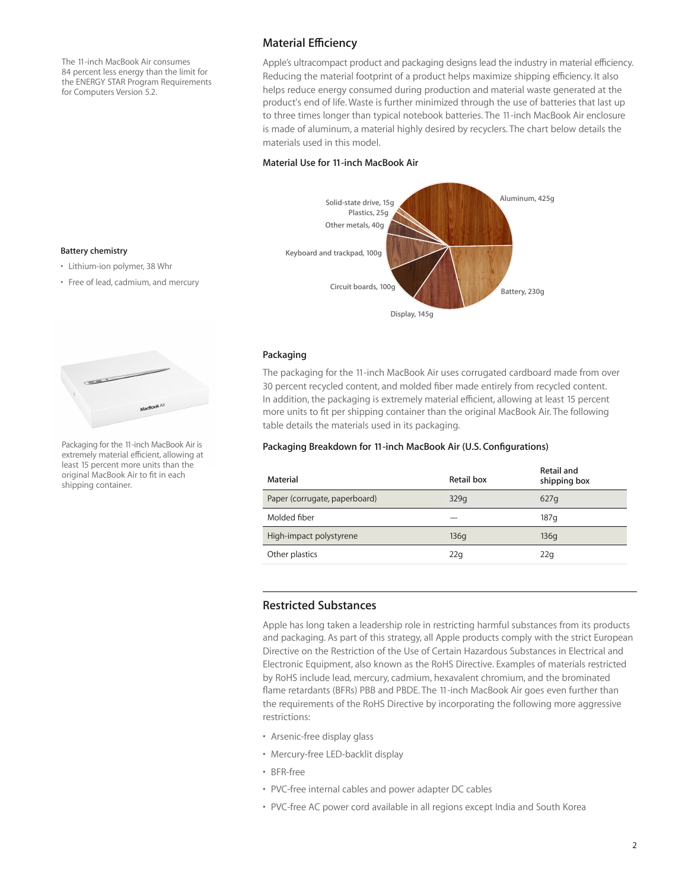The 11-inch MacBook Air consumes 84 percent less energy than the limit for the ENERGY STAR Program Requirements for Computers Version 5.2.

## Material Efficiency

Apple's ultracompact product and packaging designs lead the industry in material efficiency. Reducing the material footprint of a product helps maximize shipping efficiency. It also helps reduce energy consumed during production and material waste generated at the product's end of life. Waste is further minimized through the use of batteries that last up to three times longer than typical notebook batteries. The 11-inch MacBook Air enclosure is made of aluminum, a material highly desired by recyclers. The chart below details the materials used in this model.

### Material Use for 11-inch MacBook Air

- Aluminum, 425g
- Battery, 230g
- Display, 145g
- Circuit boards, 100g
- Keyboard and trackpad, 100g
- Other metals, 40g
- Plastics, 25g
- Solid-state drive, 15g

**Battery chemistry**

- Lithium-ion polymer, 38 Whr
- Free of lead, cadmium, and mercury

### Packaging

The packaging for the 11-inch MacBook Air uses corrugated cardboard made from over 30 percent recycled content, and molded fiber made entirely from recycled content. In addition, the packaging is extremely material efficient, allowing at least 15 percent more units to fit per shipping container than the original MacBook Air. The following table details the materials used in its packaging.

Packaging for the 11-inch MacBook Air is extremely material efficient, allowing at least 15 percent more units than the original MacBook Air to fit in each shipping container.

### Packaging Breakdown for 11-inch MacBook Air (U.S. Configurations)

| Material | Retail box | Retail and shipping box |
| --- | --- | --- |
| Paper (corrugate, paperboard) | 329g | 627g |
| Molded fiber | — | 187g |
| High-impact polystyrene | 136g | 136g |
| Other plastics | 22g | 22g |

## Restricted Substances

Apple has long taken a leadership role in restricting harmful substances from its products and packaging. As part of this strategy, all Apple products comply with the strict European Directive on the Restriction of the Use of Certain Hazardous Substances in Electrical and Electronic Equipment, also known as the RoHS Directive. Examples of materials restricted by RoHS include lead, mercury, cadmium, hexavalent chromium, and the brominated flame retardants (BFRs) PBB and PBDE. The 11-inch MacBook Air goes even further than the requirements of the RoHS Directive by incorporating the following more aggressive restrictions:

- Arsenic-free display glass
- Mercury-free LED-backlit display
- BFR-free
- PVC-free internal cables and power adapter DC cables
- PVC-free AC power cord available in all regions except India and South Korea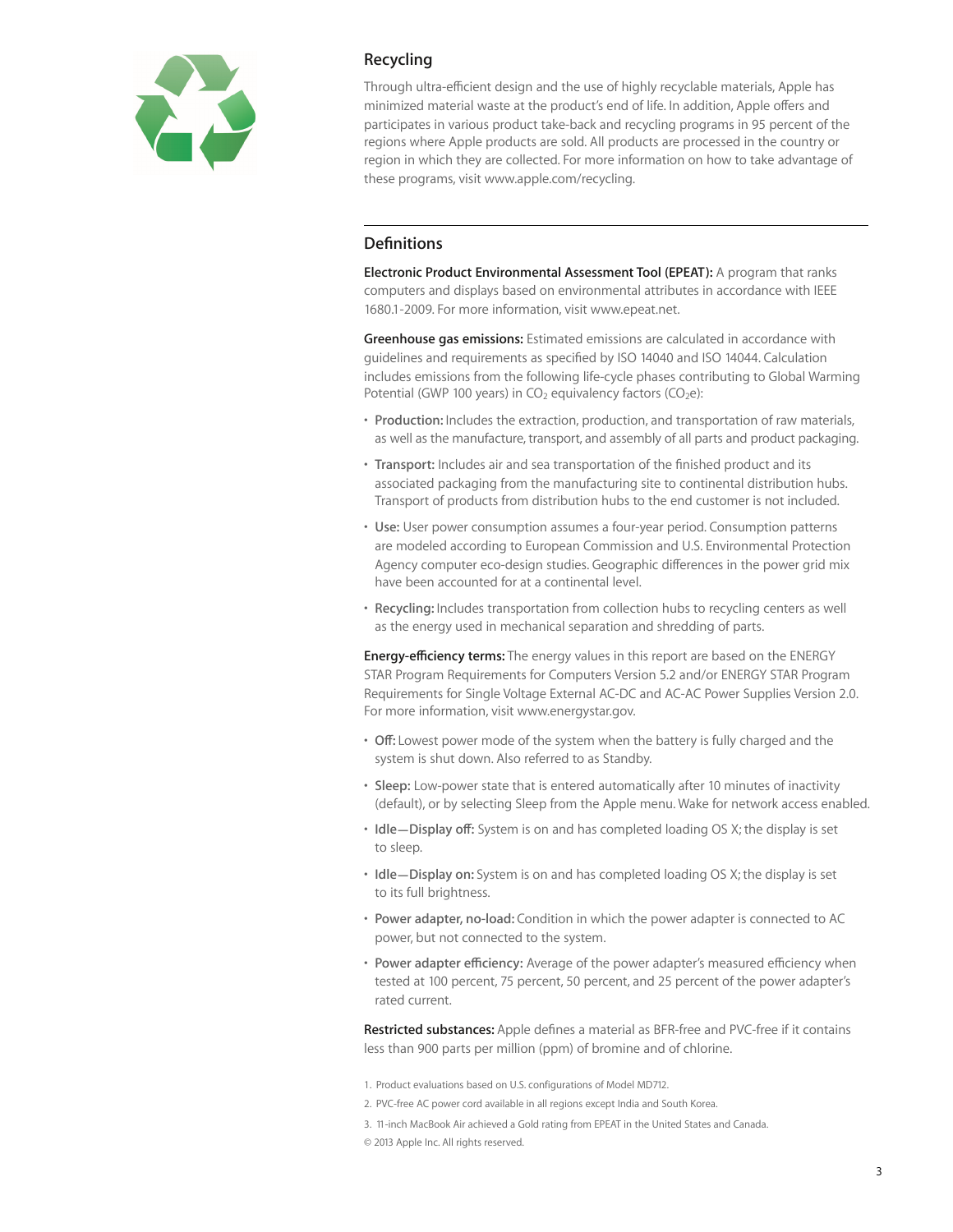## Recycling

Through ultra-efficient design and the use of highly recyclable materials, Apple has minimized material waste at the product's end of life. In addition, Apple offers and participates in various product take-back and recycling programs in 95 percent of the regions where Apple products are sold. All products are processed in the country or region in which they are collected. For more information on how to take advantage of these programs, visit www.apple.com/recycling.

## Definitions

**Electronic Product Environmental Assessment Tool (EPEAT):** A program that ranks computers and displays based on environmental attributes in accordance with IEEE 1680.1-2009. For more information, visit www.epeat.net.

**Greenhouse gas emissions:** Estimated emissions are calculated in accordance with guidelines and requirements as specified by ISO 14040 and ISO 14044. Calculation includes emissions from the following life-cycle phases contributing to Global Warming Potential (GWP 100 years) in $CO_2$ equivalency factors ($CO_2e$):

- **Production:** Includes the extraction, production, and transportation of raw materials, as well as the manufacture, transport, and assembly of all parts and product packaging.
- **Transport:** Includes air and sea transportation of the finished product and its associated packaging from the manufacturing site to continental distribution hubs. Transport of products from distribution hubs to the end customer is not included.
- **Use:** User power consumption assumes a four-year period. Consumption patterns are modeled according to European Commission and U.S. Environmental Protection Agency computer eco-design studies. Geographic differences in the power grid mix have been accounted for at a continental level.
- **Recycling:** Includes transportation from collection hubs to recycling centers as well as the energy used in mechanical separation and shredding of parts.

**Energy-efficiency terms:** The energy values in this report are based on the ENERGY STAR Program Requirements for Computers Version 5.2 and/or ENERGY STAR Program Requirements for Single Voltage External AC-DC and AC-AC Power Supplies Version 2.0. For more information, visit www.energystar.gov.

- **Off:** Lowest power mode of the system when the battery is fully charged and the system is shut down. Also referred to as Standby.
- **Sleep:** Low-power state that is entered automatically after 10 minutes of inactivity (default), or by selecting Sleep from the Apple menu. Wake for network access enabled.
- **Idle—Display off:** System is on and has completed loading OS X; the display is set to sleep.
- **Idle—Display on:** System is on and has completed loading OS X; the display is set to its full brightness.
- **Power adapter, no-load:** Condition in which the power adapter is connected to AC power, but not connected to the system.
- **Power adapter efficiency:** Average of the power adapter's measured efficiency when tested at 100 percent, 75 percent, 50 percent, and 25 percent of the power adapter's rated current.

**Restricted substances:** Apple defines a material as BFR-free and PVC-free if it contains less than 900 parts per million (ppm) of bromine and of chlorine.

1. Product evaluations based on U.S. configurations of Model MD712.
2. PVC-free AC power cord available in all regions except India and South Korea.
3. 11-inch MacBook Air achieved a Gold rating from EPEAT in the United States and Canada.

© 2013 Apple Inc. All rights reserved.